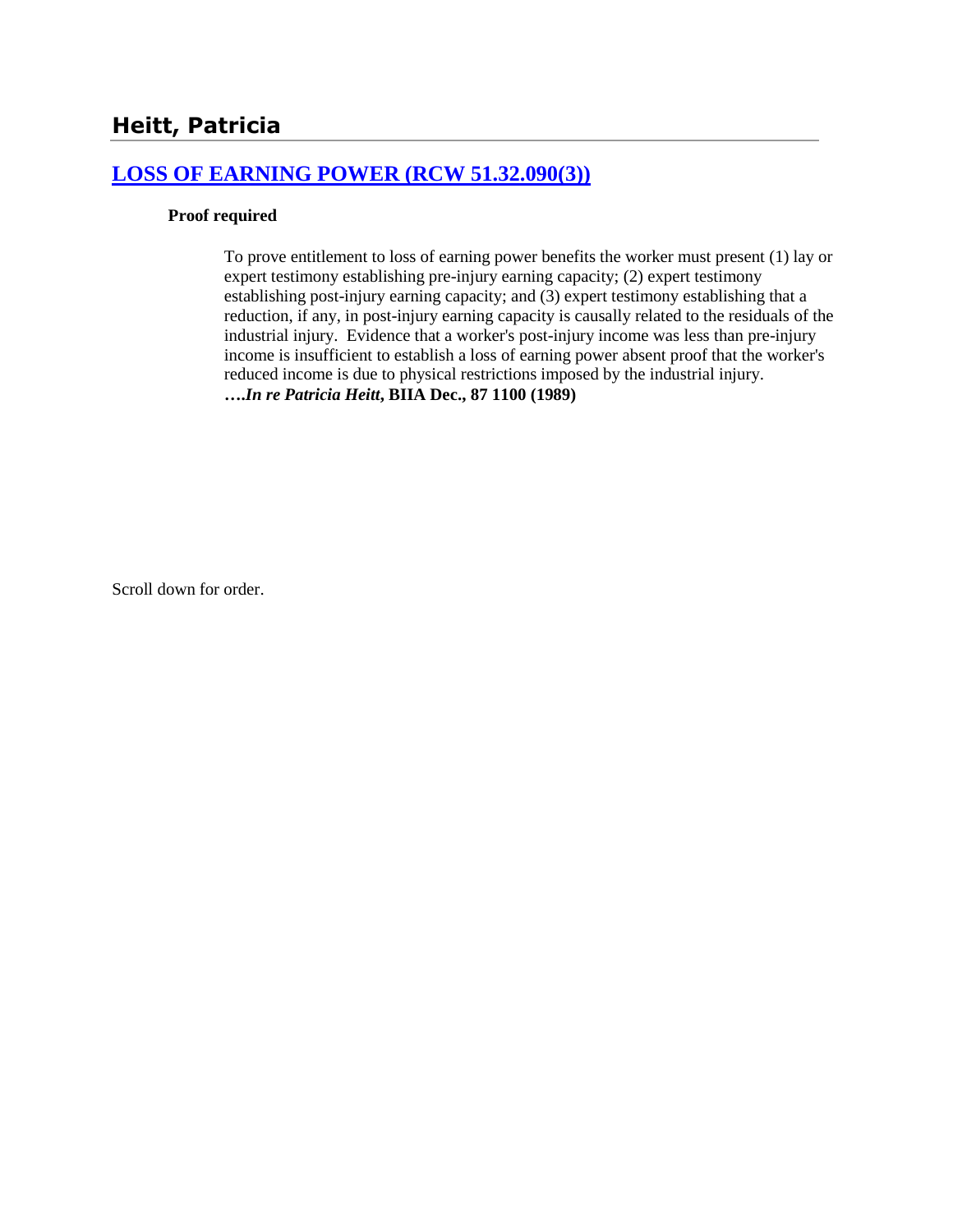## Heitt, Patricia

### [LOSS OF EARNING POWER (RCW 51.32.090(3))]

**Proof required**

To prove entitlement to loss of earning power benefits the worker must present (1) lay or expert testimony establishing pre-injury earning capacity; (2) expert testimony establishing post-injury earning capacity; and (3) expert testimony establishing that a reduction, if any, in post-injury earning capacity is causally related to the residuals of the industrial injury. Evidence that a worker's post-injury income was less than pre-injury income is insufficient to establish a loss of earning power absent proof that the worker's reduced income is due to physical restrictions imposed by the industrial injury. **….*In re Patricia Heitt*, BIIA Dec., 87 1100 (1989)**

Scroll down for order.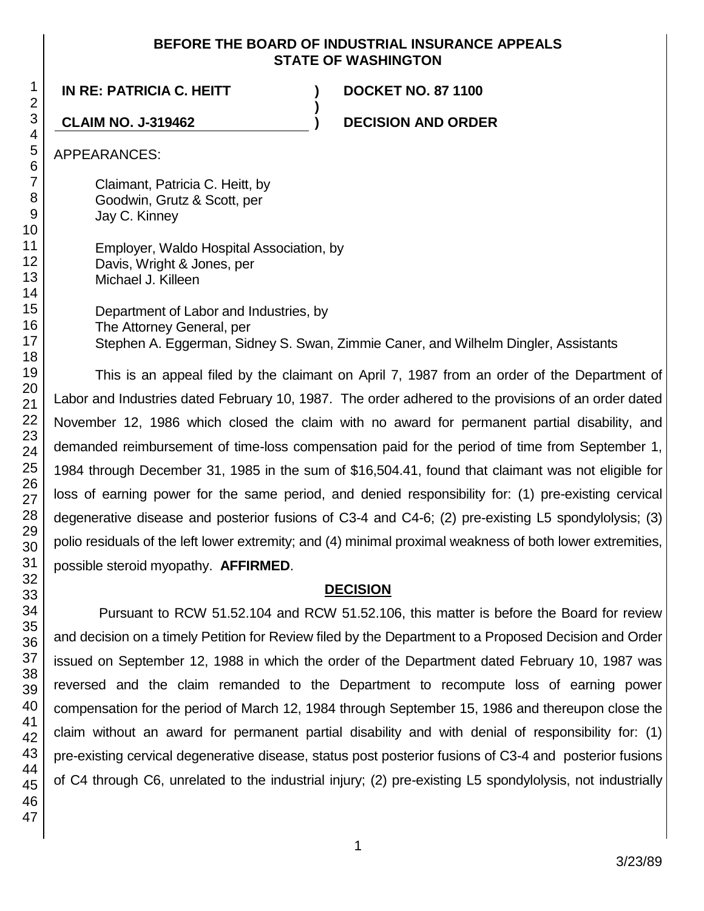**BEFORE THE BOARD OF INDUSTRIAL INSURANCE APPEALS**
**STATE OF WASHINGTON**

**IN RE: PATRICIA C. HEITT** ) **DOCKET NO. 87 1100**
)
**CLAIM NO. J-319462** ) **DECISION AND ORDER**

APPEARANCES:

Claimant, Patricia C. Heitt, by
Goodwin, Grutz & Scott, per
Jay C. Kinney

Employer, Waldo Hospital Association, by
Davis, Wright & Jones, per
Michael J. Killeen

Department of Labor and Industries, by
The Attorney General, per
Stephen A. Eggerman, Sidney S. Swan, Zimmie Caner, and Wilhelm Dingler, Assistants

This is an appeal filed by the claimant on April 7, 1987 from an order of the Department of Labor and Industries dated February 10, 1987. The order adhered to the provisions of an order dated November 12, 1986 which closed the claim with no award for permanent partial disability, and demanded reimbursement of time-loss compensation paid for the period of time from September 1, 1984 through December 31, 1985 in the sum of $16,504.41, found that claimant was not eligible for loss of earning power for the same period, and denied responsibility for: (1) pre-existing cervical degenerative disease and posterior fusions of C3-4 and C4-6; (2) pre-existing L5 spondylolysis; (3) polio residuals of the left lower extremity; and (4) minimal proximal weakness of both lower extremities, possible steroid myopathy. **AFFIRMED**.

## DECISION

Pursuant to RCW 51.52.104 and RCW 51.52.106, this matter is before the Board for review and decision on a timely Petition for Review filed by the Department to a Proposed Decision and Order issued on September 12, 1988 in which the order of the Department dated February 10, 1987 was reversed and the claim remanded to the Department to recompute loss of earning power compensation for the period of March 12, 1984 through September 15, 1986 and thereupon close the claim without an award for permanent partial disability and with denial of responsibility for: (1) pre-existing cervical degenerative disease, status post posterior fusions of C3-4 and posterior fusions of C4 through C6, unrelated to the industrial injury; (2) pre-existing L5 spondylolysis, not industrially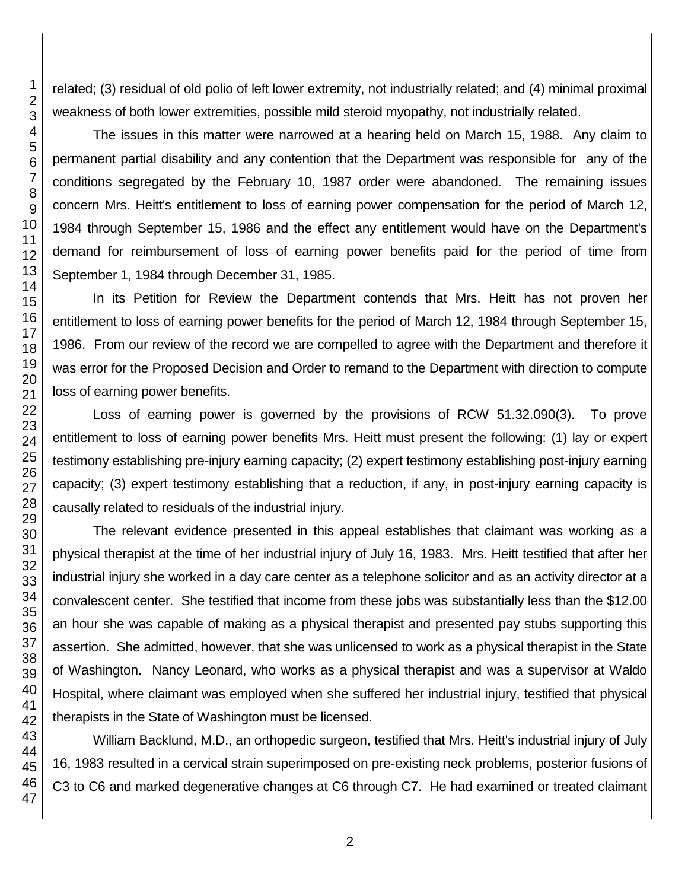related; (3) residual of old polio of left lower extremity, not industrially related; and (4) minimal proximal weakness of both lower extremities, possible mild steroid myopathy, not industrially related.

The issues in this matter were narrowed at a hearing held on March 15, 1988. Any claim to permanent partial disability and any contention that the Department was responsible for any of the conditions segregated by the February 10, 1987 order were abandoned. The remaining issues concern Mrs. Heitt's entitlement to loss of earning power compensation for the period of March 12, 1984 through September 15, 1986 and the effect any entitlement would have on the Department's demand for reimbursement of loss of earning power benefits paid for the period of time from September 1, 1984 through December 31, 1985.

In its Petition for Review the Department contends that Mrs. Heitt has not proven her entitlement to loss of earning power benefits for the period of March 12, 1984 through September 15, 1986. From our review of the record we are compelled to agree with the Department and therefore it was error for the Proposed Decision and Order to remand to the Department with direction to compute loss of earning power benefits.

Loss of earning power is governed by the provisions of RCW 51.32.090(3). To prove entitlement to loss of earning power benefits Mrs. Heitt must present the following: (1) lay or expert testimony establishing pre-injury earning capacity; (2) expert testimony establishing post-injury earning capacity; (3) expert testimony establishing that a reduction, if any, in post-injury earning capacity is causally related to residuals of the industrial injury.

The relevant evidence presented in this appeal establishes that claimant was working as a physical therapist at the time of her industrial injury of July 16, 1983. Mrs. Heitt testified that after her industrial injury she worked in a day care center as a telephone solicitor and as an activity director at a convalescent center. She testified that income from these jobs was substantially less than the $12.00 an hour she was capable of making as a physical therapist and presented pay stubs supporting this assertion. She admitted, however, that she was unlicensed to work as a physical therapist in the State of Washington. Nancy Leonard, who works as a physical therapist and was a supervisor at Waldo Hospital, where claimant was employed when she suffered her industrial injury, testified that physical therapists in the State of Washington must be licensed.

William Backlund, M.D., an orthopedic surgeon, testified that Mrs. Heitt's industrial injury of July 16, 1983 resulted in a cervical strain superimposed on pre-existing neck problems, posterior fusions of C3 to C6 and marked degenerative changes at C6 through C7. He had examined or treated claimant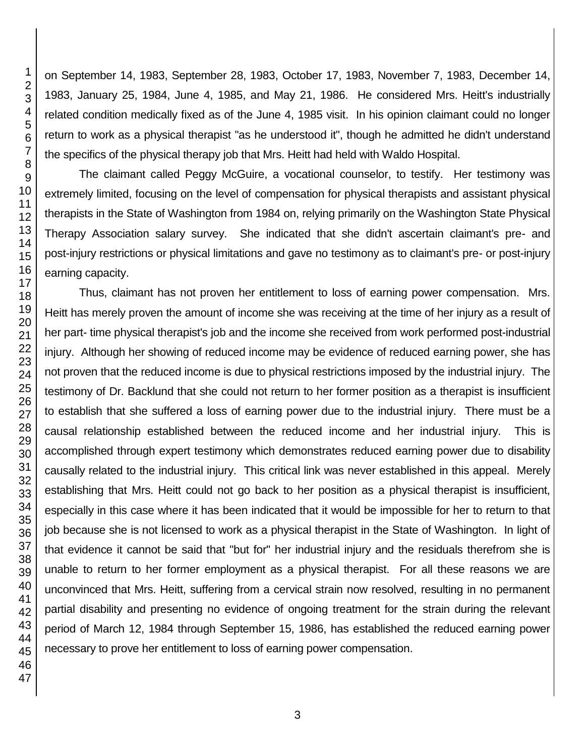on September 14, 1983, September 28, 1983, October 17, 1983, November 7, 1983, December 14, 1983, January 25, 1984, June 4, 1985, and May 21, 1986. He considered Mrs. Heitt's industrially related condition medically fixed as of the June 4, 1985 visit. In his opinion claimant could no longer return to work as a physical therapist "as he understood it", though he admitted he didn't understand the specifics of the physical therapy job that Mrs. Heitt had held with Waldo Hospital.

The claimant called Peggy McGuire, a vocational counselor, to testify. Her testimony was extremely limited, focusing on the level of compensation for physical therapists and assistant physical therapists in the State of Washington from 1984 on, relying primarily on the Washington State Physical Therapy Association salary survey. She indicated that she didn't ascertain claimant's pre- and post-injury restrictions or physical limitations and gave no testimony as to claimant's pre- or post-injury earning capacity.

Thus, claimant has not proven her entitlement to loss of earning power compensation. Mrs. Heitt has merely proven the amount of income she was receiving at the time of her injury as a result of her part- time physical therapist's job and the income she received from work performed post-industrial injury. Although her showing of reduced income may be evidence of reduced earning power, she has not proven that the reduced income is due to physical restrictions imposed by the industrial injury. The testimony of Dr. Backlund that she could not return to her former position as a therapist is insufficient to establish that she suffered a loss of earning power due to the industrial injury. There must be a causal relationship established between the reduced income and her industrial injury. This is accomplished through expert testimony which demonstrates reduced earning power due to disability causally related to the industrial injury. This critical link was never established in this appeal. Merely establishing that Mrs. Heitt could not go back to her position as a physical therapist is insufficient, especially in this case where it has been indicated that it would be impossible for her to return to that job because she is not licensed to work as a physical therapist in the State of Washington. In light of that evidence it cannot be said that "but for" her industrial injury and the residuals therefrom she is unable to return to her former employment as a physical therapist. For all these reasons we are unconvinced that Mrs. Heitt, suffering from a cervical strain now resolved, resulting in no permanent partial disability and presenting no evidence of ongoing treatment for the strain during the relevant period of March 12, 1984 through September 15, 1986, has established the reduced earning power necessary to prove her entitlement to loss of earning power compensation.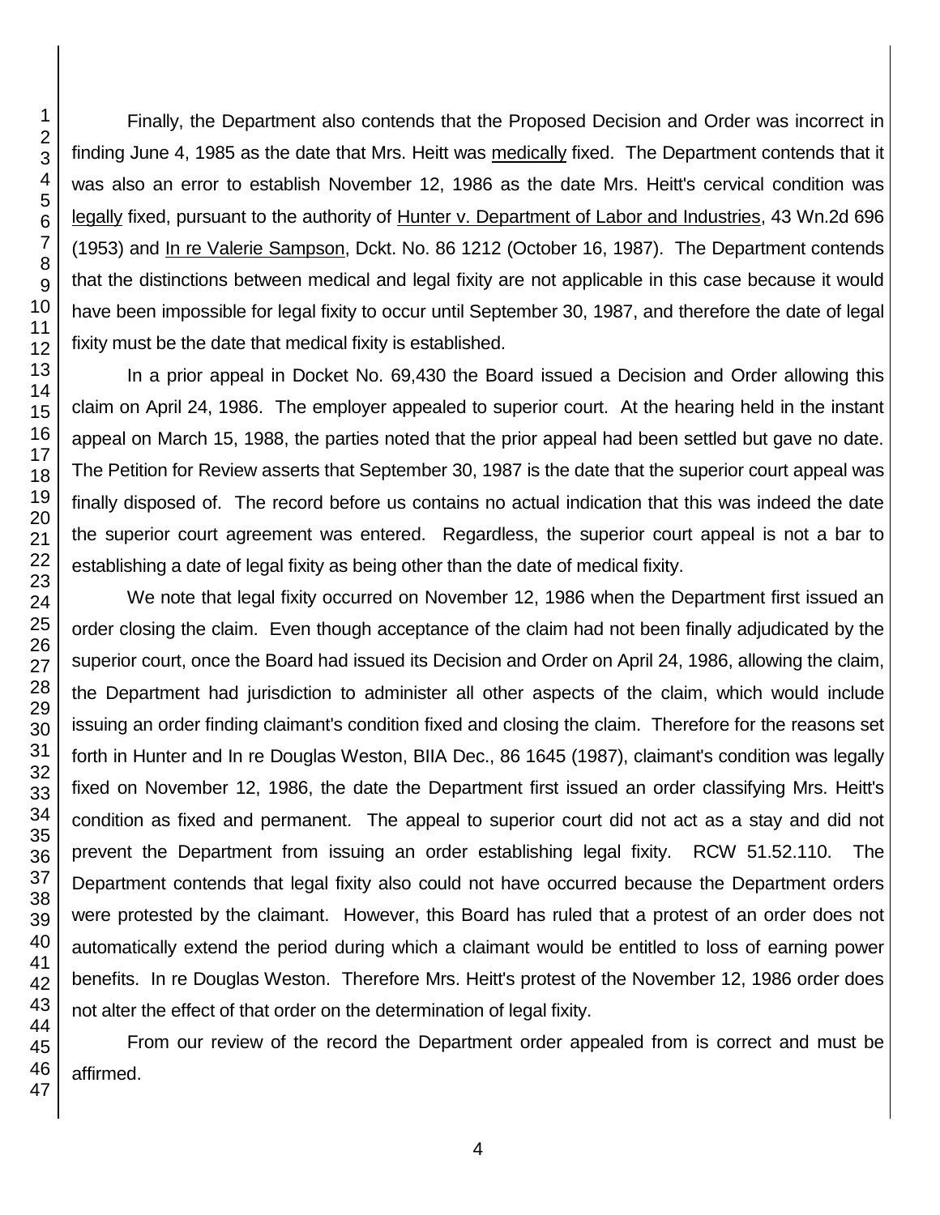Finally, the Department also contends that the Proposed Decision and Order was incorrect in finding June 4, 1985 as the date that Mrs. Heitt was medically fixed. The Department contends that it was also an error to establish November 12, 1986 as the date Mrs. Heitt's cervical condition was legally fixed, pursuant to the authority of Hunter v. Department of Labor and Industries, 43 Wn.2d 696 (1953) and In re Valerie Sampson, Dckt. No. 86 1212 (October 16, 1987). The Department contends that the distinctions between medical and legal fixity are not applicable in this case because it would have been impossible for legal fixity to occur until September 30, 1987, and therefore the date of legal fixity must be the date that medical fixity is established.

In a prior appeal in Docket No. 69,430 the Board issued a Decision and Order allowing this claim on April 24, 1986. The employer appealed to superior court. At the hearing held in the instant appeal on March 15, 1988, the parties noted that the prior appeal had been settled but gave no date. The Petition for Review asserts that September 30, 1987 is the date that the superior court appeal was finally disposed of. The record before us contains no actual indication that this was indeed the date the superior court agreement was entered. Regardless, the superior court appeal is not a bar to establishing a date of legal fixity as being other than the date of medical fixity.

We note that legal fixity occurred on November 12, 1986 when the Department first issued an order closing the claim. Even though acceptance of the claim had not been finally adjudicated by the superior court, once the Board had issued its Decision and Order on April 24, 1986, allowing the claim, the Department had jurisdiction to administer all other aspects of the claim, which would include issuing an order finding claimant's condition fixed and closing the claim. Therefore for the reasons set forth in Hunter and In re Douglas Weston, BIIA Dec., 86 1645 (1987), claimant's condition was legally fixed on November 12, 1986, the date the Department first issued an order classifying Mrs. Heitt's condition as fixed and permanent. The appeal to superior court did not act as a stay and did not prevent the Department from issuing an order establishing legal fixity. RCW 51.52.110. The Department contends that legal fixity also could not have occurred because the Department orders were protested by the claimant. However, this Board has ruled that a protest of an order does not automatically extend the period during which a claimant would be entitled to loss of earning power benefits. In re Douglas Weston. Therefore Mrs. Heitt's protest of the November 12, 1986 order does not alter the effect of that order on the determination of legal fixity.

From our review of the record the Department order appealed from is correct and must be affirmed.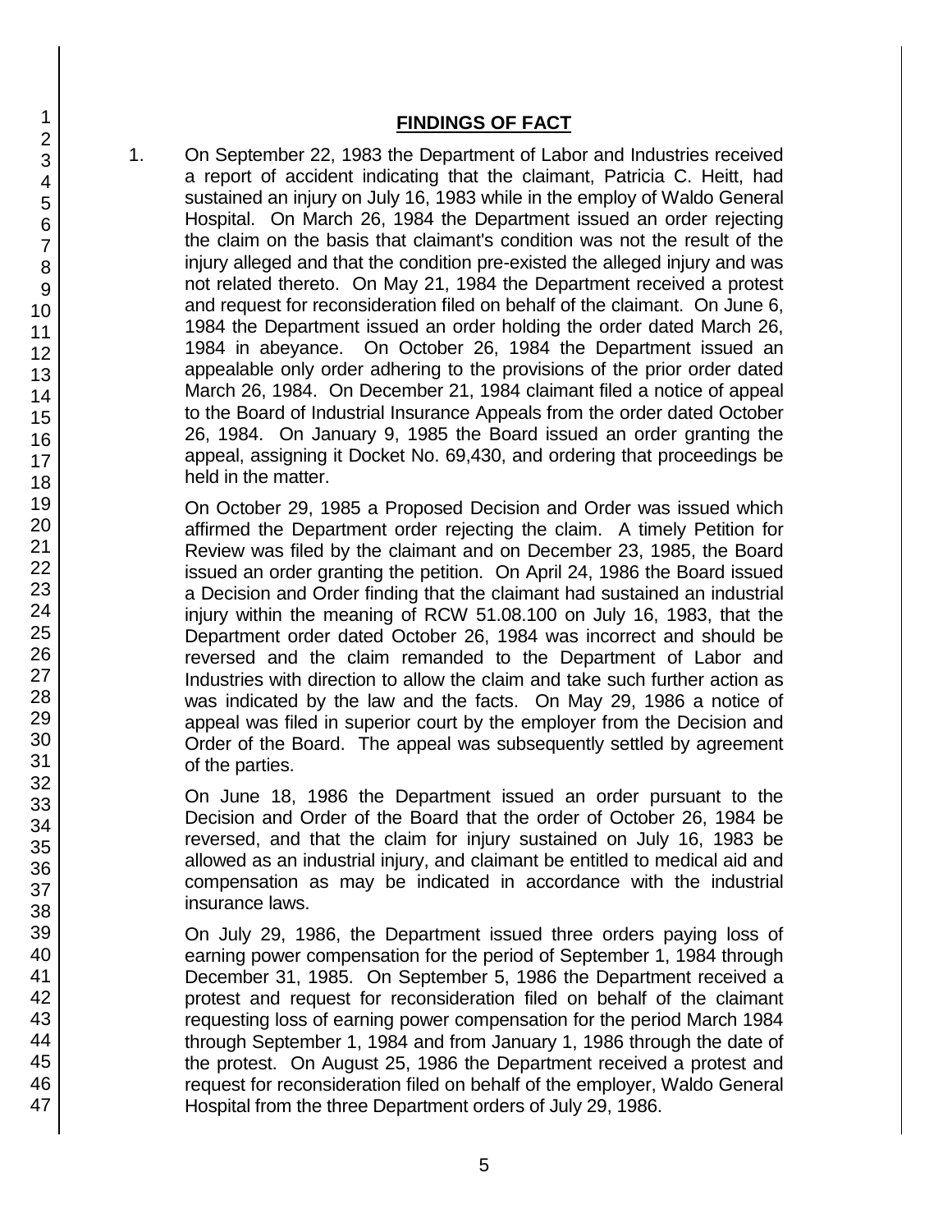## FINDINGS OF FACT

1. On September 22, 1983 the Department of Labor and Industries received a report of accident indicating that the claimant, Patricia C. Heitt, had sustained an injury on July 16, 1983 while in the employ of Waldo General Hospital. On March 26, 1984 the Department issued an order rejecting the claim on the basis that claimant's condition was not the result of the injury alleged and that the condition pre-existed the alleged injury and was not related thereto. On May 21, 1984 the Department received a protest and request for reconsideration filed on behalf of the claimant. On June 6, 1984 the Department issued an order holding the order dated March 26, 1984 in abeyance. On October 26, 1984 the Department issued an appealable only order adhering to the provisions of the prior order dated March 26, 1984. On December 21, 1984 claimant filed a notice of appeal to the Board of Industrial Insurance Appeals from the order dated October 26, 1984. On January 9, 1985 the Board issued an order granting the appeal, assigning it Docket No. 69,430, and ordering that proceedings be held in the matter.

   On October 29, 1985 a Proposed Decision and Order was issued which affirmed the Department order rejecting the claim. A timely Petition for Review was filed by the claimant and on December 23, 1985, the Board issued an order granting the petition. On April 24, 1986 the Board issued a Decision and Order finding that the claimant had sustained an industrial injury within the meaning of RCW 51.08.100 on July 16, 1983, that the Department order dated October 26, 1984 was incorrect and should be reversed and the claim remanded to the Department of Labor and Industries with direction to allow the claim and take such further action as was indicated by the law and the facts. On May 29, 1986 a notice of appeal was filed in superior court by the employer from the Decision and Order of the Board. The appeal was subsequently settled by agreement of the parties.

   On June 18, 1986 the Department issued an order pursuant to the Decision and Order of the Board that the order of October 26, 1984 be reversed, and that the claim for injury sustained on July 16, 1983 be allowed as an industrial injury, and claimant be entitled to medical aid and compensation as may be indicated in accordance with the industrial insurance laws.

   On July 29, 1986, the Department issued three orders paying loss of earning power compensation for the period of September 1, 1984 through December 31, 1985. On September 5, 1986 the Department received a protest and request for reconsideration filed on behalf of the claimant requesting loss of earning power compensation for the period March 1984 through September 1, 1984 and from January 1, 1986 through the date of the protest. On August 25, 1986 the Department received a protest and request for reconsideration filed on behalf of the employer, Waldo General Hospital from the three Department orders of July 29, 1986.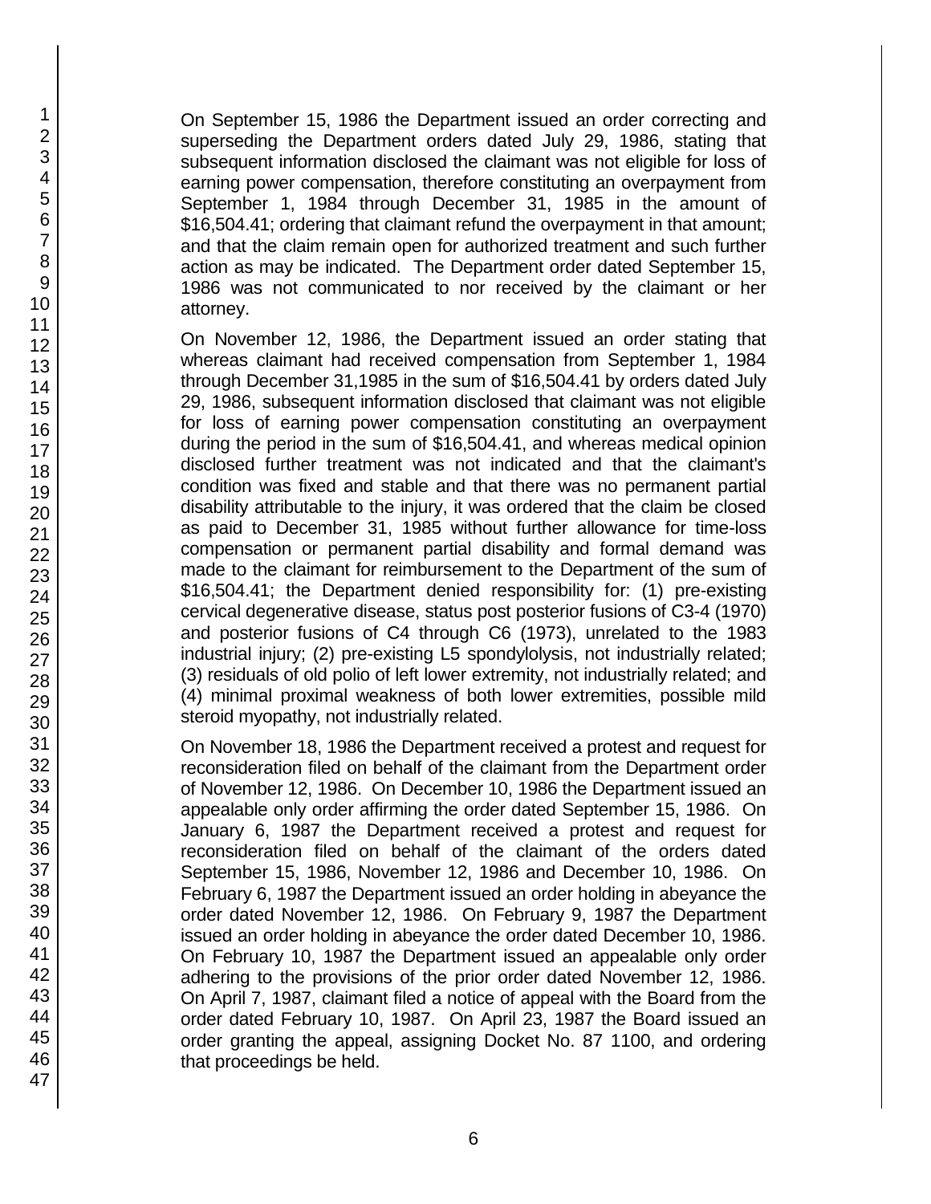On September 15, 1986 the Department issued an order correcting and superseding the Department orders dated July 29, 1986, stating that subsequent information disclosed the claimant was not eligible for loss of earning power compensation, therefore constituting an overpayment from September 1, 1984 through December 31, 1985 in the amount of $16,504.41; ordering that claimant refund the overpayment in that amount; and that the claim remain open for authorized treatment and such further action as may be indicated. The Department order dated September 15, 1986 was not communicated to nor received by the claimant or her attorney.

On November 12, 1986, the Department issued an order stating that whereas claimant had received compensation from September 1, 1984 through December 31,1985 in the sum of $16,504.41 by orders dated July 29, 1986, subsequent information disclosed that claimant was not eligible for loss of earning power compensation constituting an overpayment during the period in the sum of $16,504.41, and whereas medical opinion disclosed further treatment was not indicated and that the claimant's condition was fixed and stable and that there was no permanent partial disability attributable to the injury, it was ordered that the claim be closed as paid to December 31, 1985 without further allowance for time-loss compensation or permanent partial disability and formal demand was made to the claimant for reimbursement to the Department of the sum of $16,504.41; the Department denied responsibility for: (1) pre-existing cervical degenerative disease, status post posterior fusions of C3-4 (1970) and posterior fusions of C4 through C6 (1973), unrelated to the 1983 industrial injury; (2) pre-existing L5 spondylolysis, not industrially related; (3) residuals of old polio of left lower extremity, not industrially related; and (4) minimal proximal weakness of both lower extremities, possible mild steroid myopathy, not industrially related.

On November 18, 1986 the Department received a protest and request for reconsideration filed on behalf of the claimant from the Department order of November 12, 1986. On December 10, 1986 the Department issued an appealable only order affirming the order dated September 15, 1986. On January 6, 1987 the Department received a protest and request for reconsideration filed on behalf of the claimant of the orders dated September 15, 1986, November 12, 1986 and December 10, 1986. On February 6, 1987 the Department issued an order holding in abeyance the order dated November 12, 1986. On February 9, 1987 the Department issued an order holding in abeyance the order dated December 10, 1986. On February 10, 1987 the Department issued an appealable only order adhering to the provisions of the prior order dated November 12, 1986. On April 7, 1987, claimant filed a notice of appeal with the Board from the order dated February 10, 1987. On April 23, 1987 the Board issued an order granting the appeal, assigning Docket No. 87 1100, and ordering that proceedings be held.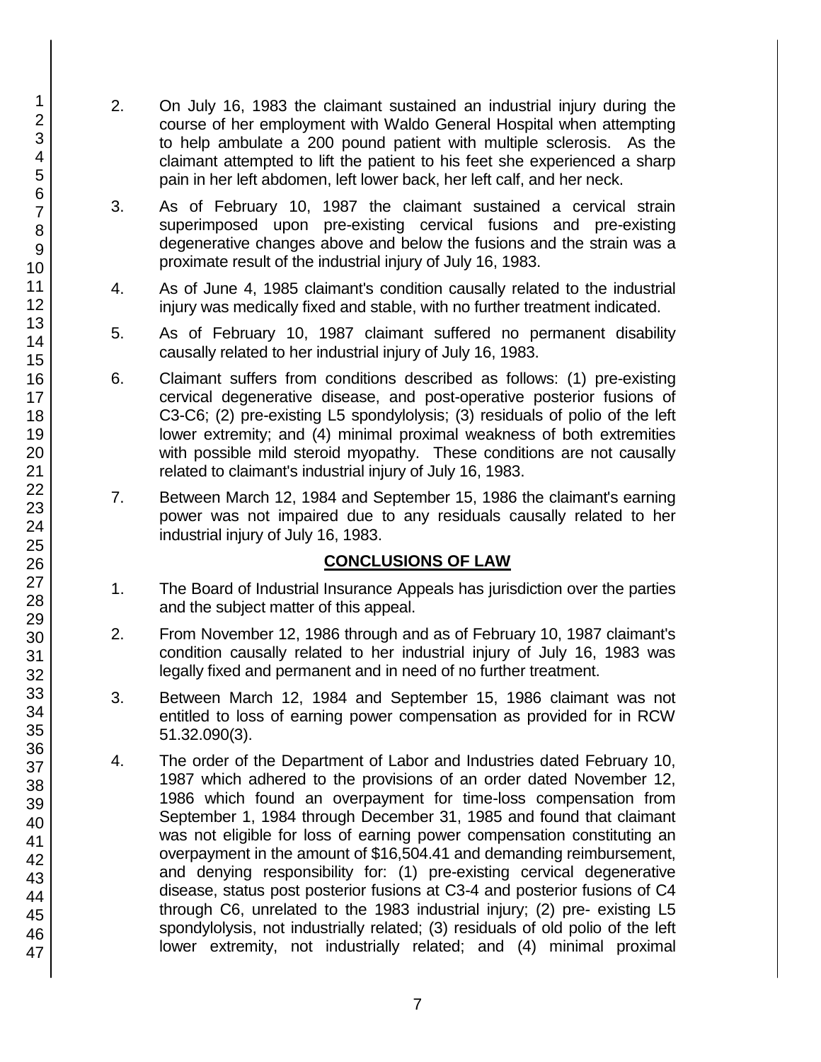2. On July 16, 1983 the claimant sustained an industrial injury during the course of her employment with Waldo General Hospital when attempting to help ambulate a 200 pound patient with multiple sclerosis. As the claimant attempted to lift the patient to his feet she experienced a sharp pain in her left abdomen, left lower back, her left calf, and her neck.

3. As of February 10, 1987 the claimant sustained a cervical strain superimposed upon pre-existing cervical fusions and pre-existing degenerative changes above and below the fusions and the strain was a proximate result of the industrial injury of July 16, 1983.

4. As of June 4, 1985 claimant's condition causally related to the industrial injury was medically fixed and stable, with no further treatment indicated.

5. As of February 10, 1987 claimant suffered no permanent disability causally related to her industrial injury of July 16, 1983.

6. Claimant suffers from conditions described as follows: (1) pre-existing cervical degenerative disease, and post-operative posterior fusions of C3-C6; (2) pre-existing L5 spondylolysis; (3) residuals of polio of the left lower extremity; and (4) minimal proximal weakness of both extremities with possible mild steroid myopathy. These conditions are not causally related to claimant's industrial injury of July 16, 1983.

7. Between March 12, 1984 and September 15, 1986 the claimant's earning power was not impaired due to any residuals causally related to her industrial injury of July 16, 1983.

## CONCLUSIONS OF LAW

1. The Board of Industrial Insurance Appeals has jurisdiction over the parties and the subject matter of this appeal.

2. From November 12, 1986 through and as of February 10, 1987 claimant's condition causally related to her industrial injury of July 16, 1983 was legally fixed and permanent and in need of no further treatment.

3. Between March 12, 1984 and September 15, 1986 claimant was not entitled to loss of earning power compensation as provided for in RCW 51.32.090(3).

4. The order of the Department of Labor and Industries dated February 10, 1987 which adhered to the provisions of an order dated November 12, 1986 which found an overpayment for time-loss compensation from September 1, 1984 through December 31, 1985 and found that claimant was not eligible for loss of earning power compensation constituting an overpayment in the amount of $16,504.41 and demanding reimbursement, and denying responsibility for: (1) pre-existing cervical degenerative disease, status post posterior fusions at C3-4 and posterior fusions of C4 through C6, unrelated to the 1983 industrial injury; (2) pre- existing L5 spondylolysis, not industrially related; (3) residuals of old polio of the left lower extremity, not industrially related; and (4) minimal proximal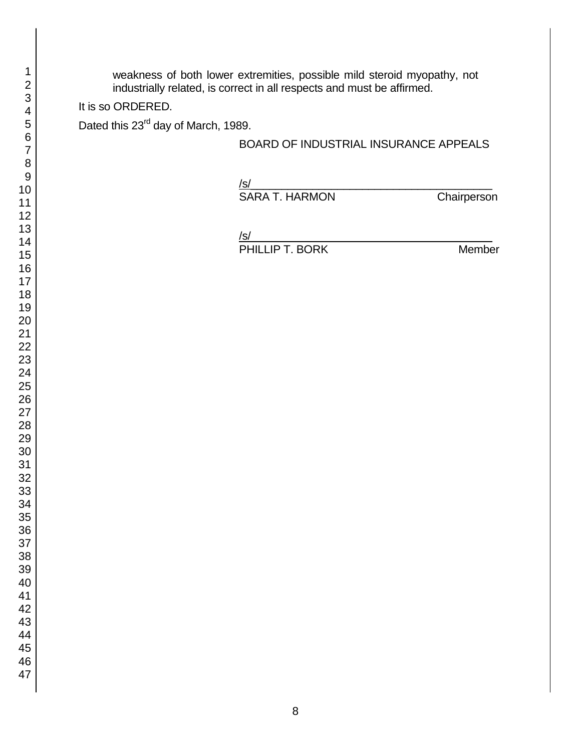weakness of both lower extremities, possible mild steroid myopathy, not industrially related, is correct in all respects and must be affirmed.

It is so ORDERED.

Dated this 23rd day of March, 1989.

BOARD OF INDUSTRIAL INSURANCE APPEALS

/s/
SARA T. HARMON Chairperson

/s/
PHILLIP T. BORK Member